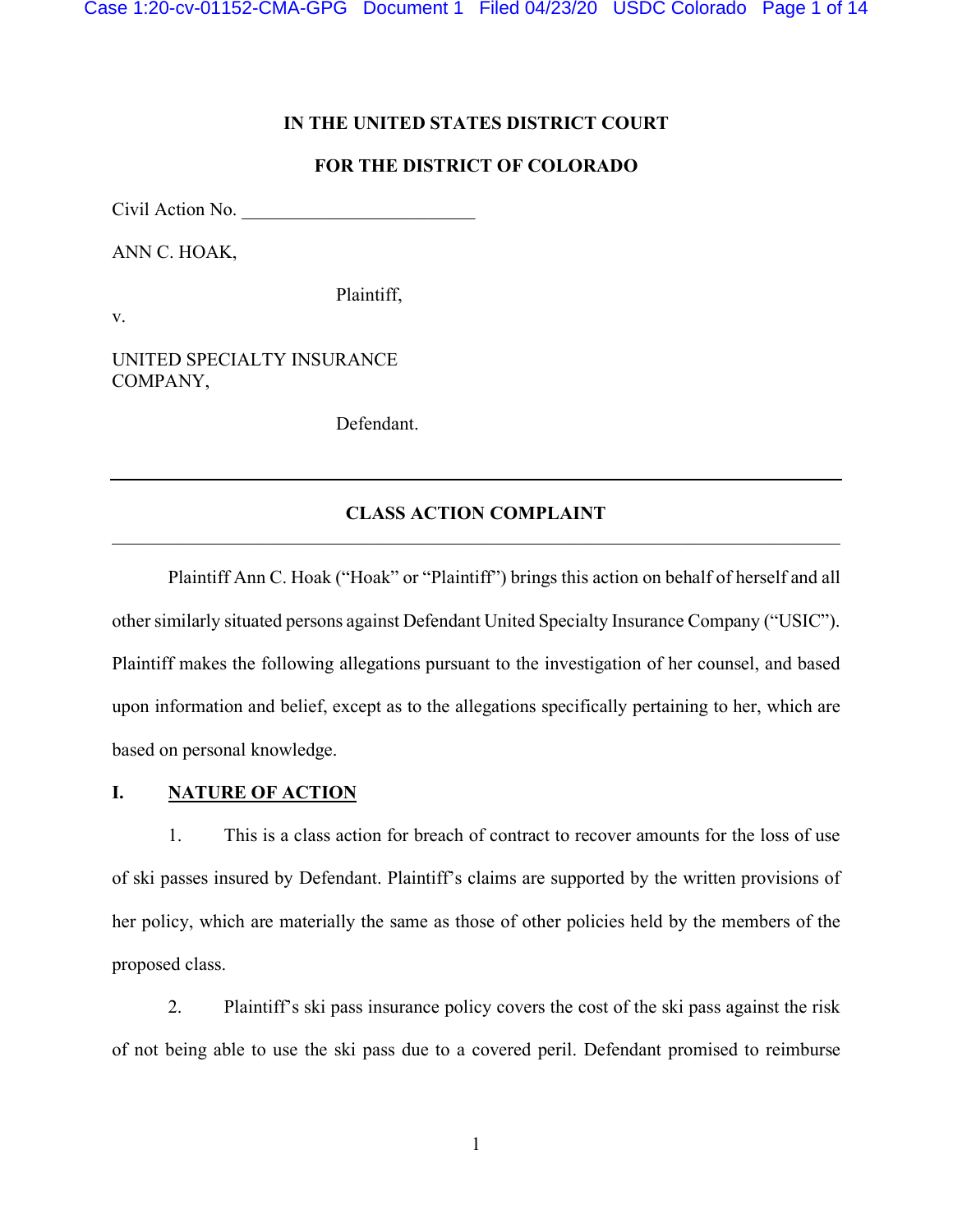**IN THE UNITED STATES DISTRICT COURT**

**FOR THE DISTRICT OF COLORADO**

Civil Action No. _________________________

ANN C. HOAK,

Plaintiff,

v.

UNITED SPECIALTY INSURANCE COMPANY,

Defendant.

---

**CLASS ACTION COMPLAINT**

---

Plaintiff Ann C. Hoak ("Hoak" or "Plaintiff") brings this action on behalf of herself and all other similarly situated persons against Defendant United Specialty Insurance Company ("USIC"). Plaintiff makes the following allegations pursuant to the investigation of her counsel, and based upon information and belief, except as to the allegations specifically pertaining to her, which are based on personal knowledge.

## I. NATURE OF ACTION

1. This is a class action for breach of contract to recover amounts for the loss of use of ski passes insured by Defendant. Plaintiff's claims are supported by the written provisions of her policy, which are materially the same as those of other policies held by the members of the proposed class.

2. Plaintiff's ski pass insurance policy covers the cost of the ski pass against the risk of not being able to use the ski pass due to a covered peril. Defendant promised to reimburse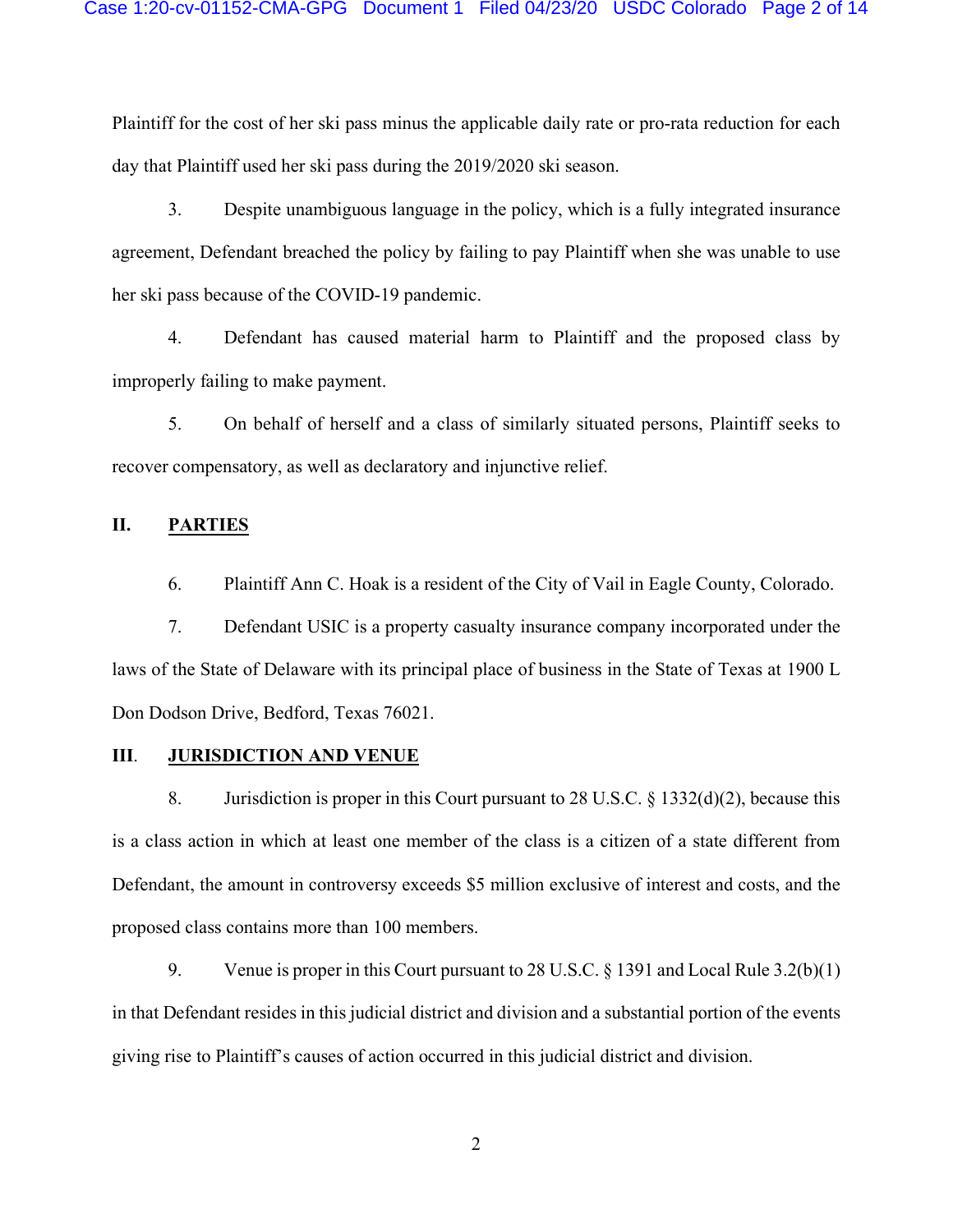Plaintiff for the cost of her ski pass minus the applicable daily rate or pro-rata reduction for each day that Plaintiff used her ski pass during the 2019/2020 ski season.

3. Despite unambiguous language in the policy, which is a fully integrated insurance agreement, Defendant breached the policy by failing to pay Plaintiff when she was unable to use her ski pass because of the COVID-19 pandemic.

4. Defendant has caused material harm to Plaintiff and the proposed class by improperly failing to make payment.

5. On behalf of herself and a class of similarly situated persons, Plaintiff seeks to recover compensatory, as well as declaratory and injunctive relief.

## II. PARTIES

6. Plaintiff Ann C. Hoak is a resident of the City of Vail in Eagle County, Colorado.

7. Defendant USIC is a property casualty insurance company incorporated under the laws of the State of Delaware with its principal place of business in the State of Texas at 1900 L Don Dodson Drive, Bedford, Texas 76021.

## III. JURISDICTION AND VENUE

8. Jurisdiction is proper in this Court pursuant to 28 U.S.C. § 1332(d)(2), because this is a class action in which at least one member of the class is a citizen of a state different from Defendant, the amount in controversy exceeds $5 million exclusive of interest and costs, and the proposed class contains more than 100 members.

9. Venue is proper in this Court pursuant to 28 U.S.C. § 1391 and Local Rule 3.2(b)(1) in that Defendant resides in this judicial district and division and a substantial portion of the events giving rise to Plaintiff's causes of action occurred in this judicial district and division.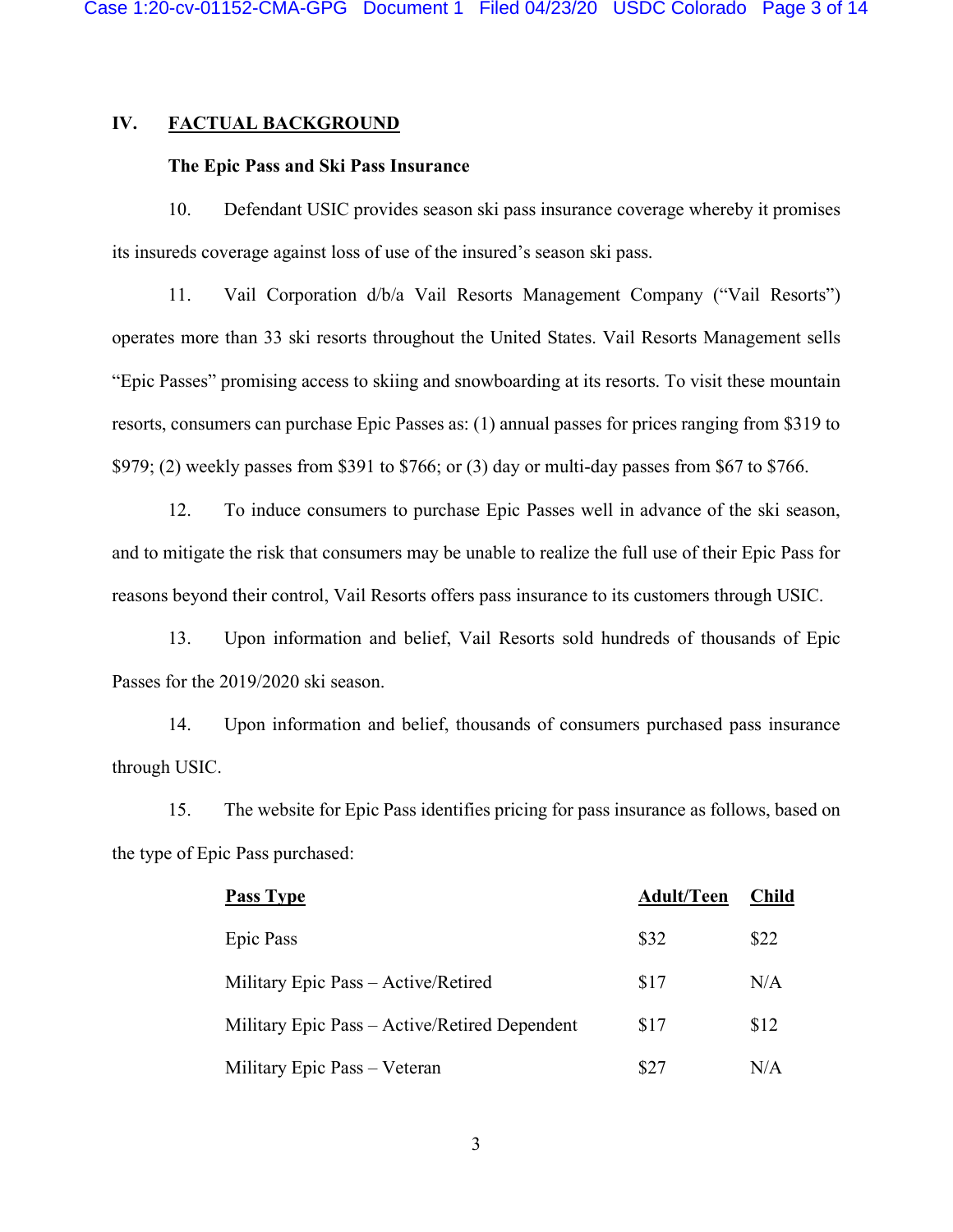## IV. FACTUAL BACKGROUND

**The Epic Pass and Ski Pass Insurance**

10. Defendant USIC provides season ski pass insurance coverage whereby it promises its insureds coverage against loss of use of the insured's season ski pass.

11. Vail Corporation d/b/a Vail Resorts Management Company ("Vail Resorts") operates more than 33 ski resorts throughout the United States. Vail Resorts Management sells "Epic Passes" promising access to skiing and snowboarding at its resorts. To visit these mountain resorts, consumers can purchase Epic Passes as: (1) annual passes for prices ranging from $319 to $979; (2) weekly passes from $391 to $766; or (3) day or multi-day passes from $67 to $766.

12. To induce consumers to purchase Epic Passes well in advance of the ski season, and to mitigate the risk that consumers may be unable to realize the full use of their Epic Pass for reasons beyond their control, Vail Resorts offers pass insurance to its customers through USIC.

13. Upon information and belief, Vail Resorts sold hundreds of thousands of Epic Passes for the 2019/2020 ski season.

14. Upon information and belief, thousands of consumers purchased pass insurance through USIC.

15. The website for Epic Pass identifies pricing for pass insurance as follows, based on the type of Epic Pass purchased:

| Pass Type | Adult/Teen | Child |
|---|---|---|
| Epic Pass | $32 | $22 |
| Military Epic Pass – Active/Retired | $17 | N/A |
| Military Epic Pass – Active/Retired Dependent | $17 | $12 |
| Military Epic Pass – Veteran | $27 | N/A |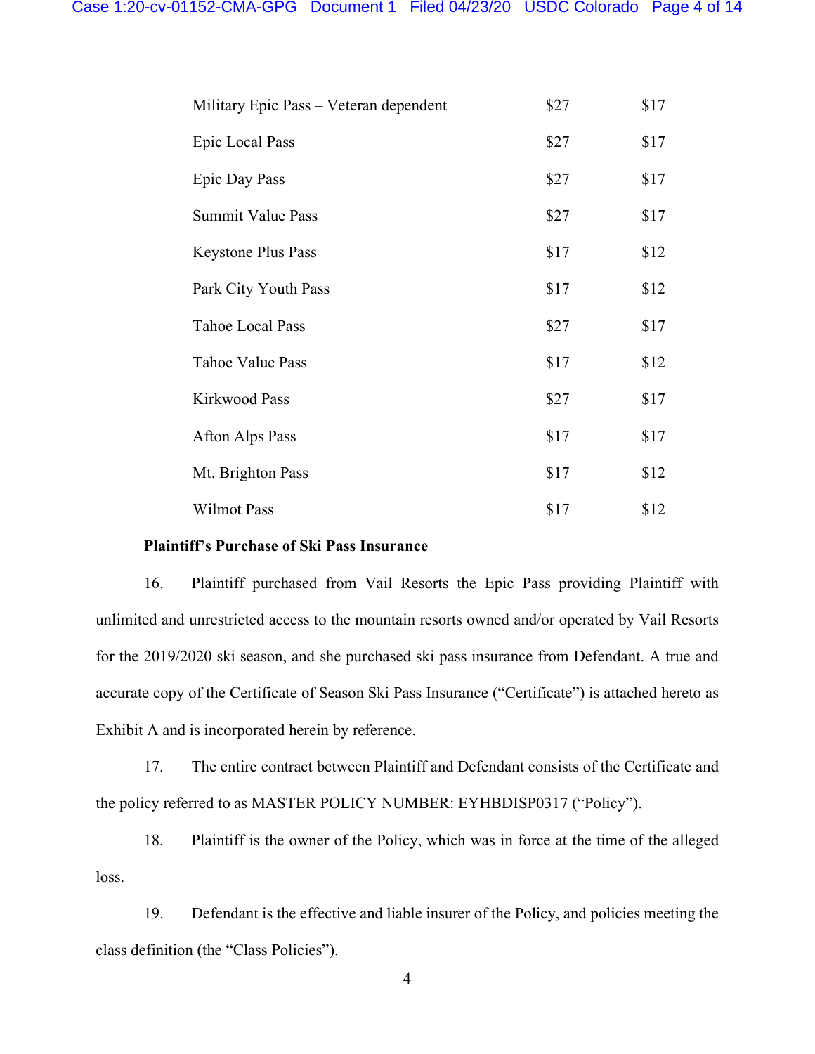| | | |
|---|---|---|
| Military Epic Pass – Veteran dependent | $27 | $17 |
| Epic Local Pass | $27 | $17 |
| Epic Day Pass | $27 | $17 |
| Summit Value Pass | $27 | $17 |
| Keystone Plus Pass | $17 | $12 |
| Park City Youth Pass | $17 | $12 |
| Tahoe Local Pass | $27 | $17 |
| Tahoe Value Pass | $17 | $12 |
| Kirkwood Pass | $27 | $17 |
| Afton Alps Pass | $17 | $17 |
| Mt. Brighton Pass | $17 | $12 |
| Wilmot Pass | $17 | $12 |

**Plaintiff's Purchase of Ski Pass Insurance**

16. Plaintiff purchased from Vail Resorts the Epic Pass providing Plaintiff with unlimited and unrestricted access to the mountain resorts owned and/or operated by Vail Resorts for the 2019/2020 ski season, and she purchased ski pass insurance from Defendant. A true and accurate copy of the Certificate of Season Ski Pass Insurance ("Certificate") is attached hereto as Exhibit A and is incorporated herein by reference.

17. The entire contract between Plaintiff and Defendant consists of the Certificate and the policy referred to as MASTER POLICY NUMBER: EYHBDISP0317 ("Policy").

18. Plaintiff is the owner of the Policy, which was in force at the time of the alleged loss.

19. Defendant is the effective and liable insurer of the Policy, and policies meeting the class definition (the "Class Policies").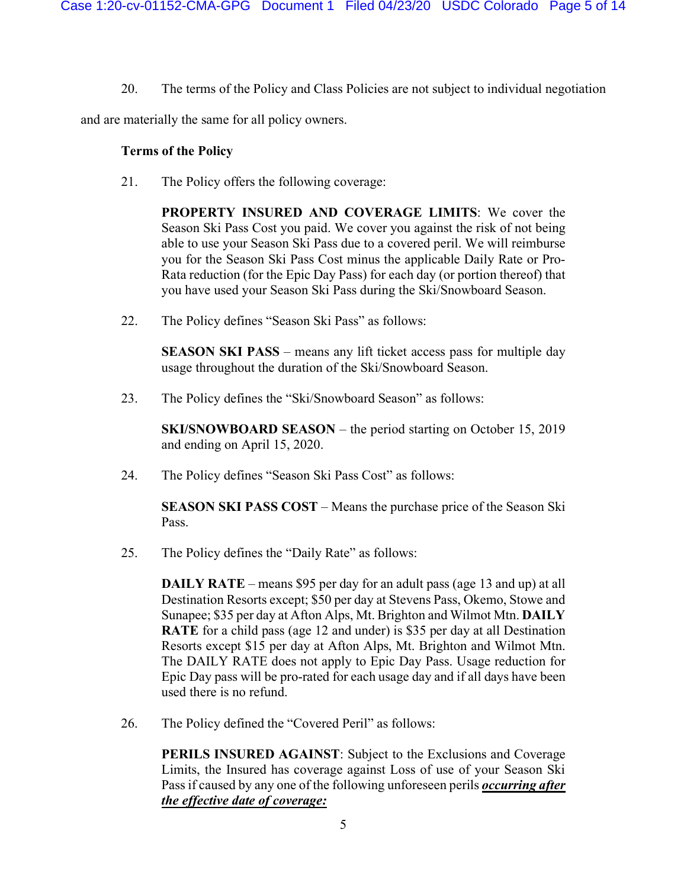20. The terms of the Policy and Class Policies are not subject to individual negotiation and are materially the same for all policy owners.

**Terms of the Policy**

21. The Policy offers the following coverage:

> **PROPERTY INSURED AND COVERAGE LIMITS**: We cover the Season Ski Pass Cost you paid. We cover you against the risk of not being able to use your Season Ski Pass due to a covered peril. We will reimburse you for the Season Ski Pass Cost minus the applicable Daily Rate or Pro-Rata reduction (for the Epic Day Pass) for each day (or portion thereof) that you have used your Season Ski Pass during the Ski/Snowboard Season.

22. The Policy defines "Season Ski Pass" as follows:

> **SEASON SKI PASS** – means any lift ticket access pass for multiple day usage throughout the duration of the Ski/Snowboard Season.

23. The Policy defines the "Ski/Snowboard Season" as follows:

> **SKI/SNOWBOARD SEASON** – the period starting on October 15, 2019 and ending on April 15, 2020.

24. The Policy defines "Season Ski Pass Cost" as follows:

> **SEASON SKI PASS COST** – Means the purchase price of the Season Ski Pass.

25. The Policy defines the "Daily Rate" as follows:

> **DAILY RATE** – means $95 per day for an adult pass (age 13 and up) at all Destination Resorts except; $50 per day at Stevens Pass, Okemo, Stowe and Sunapee; $35 per day at Afton Alps, Mt. Brighton and Wilmot Mtn. **DAILY RATE** for a child pass (age 12 and under) is $35 per day at all Destination Resorts except $15 per day at Afton Alps, Mt. Brighton and Wilmot Mtn. The DAILY RATE does not apply to Epic Day Pass. Usage reduction for Epic Day pass will be pro-rated for each usage day and if all days have been used there is no refund.

26. The Policy defined the "Covered Peril" as follows:

> **PERILS INSURED AGAINST**: Subject to the Exclusions and Coverage Limits, the Insured has coverage against Loss of use of your Season Ski Pass if caused by any one of the following unforeseen perils ***<u>occurring after the effective date of coverage:</u>***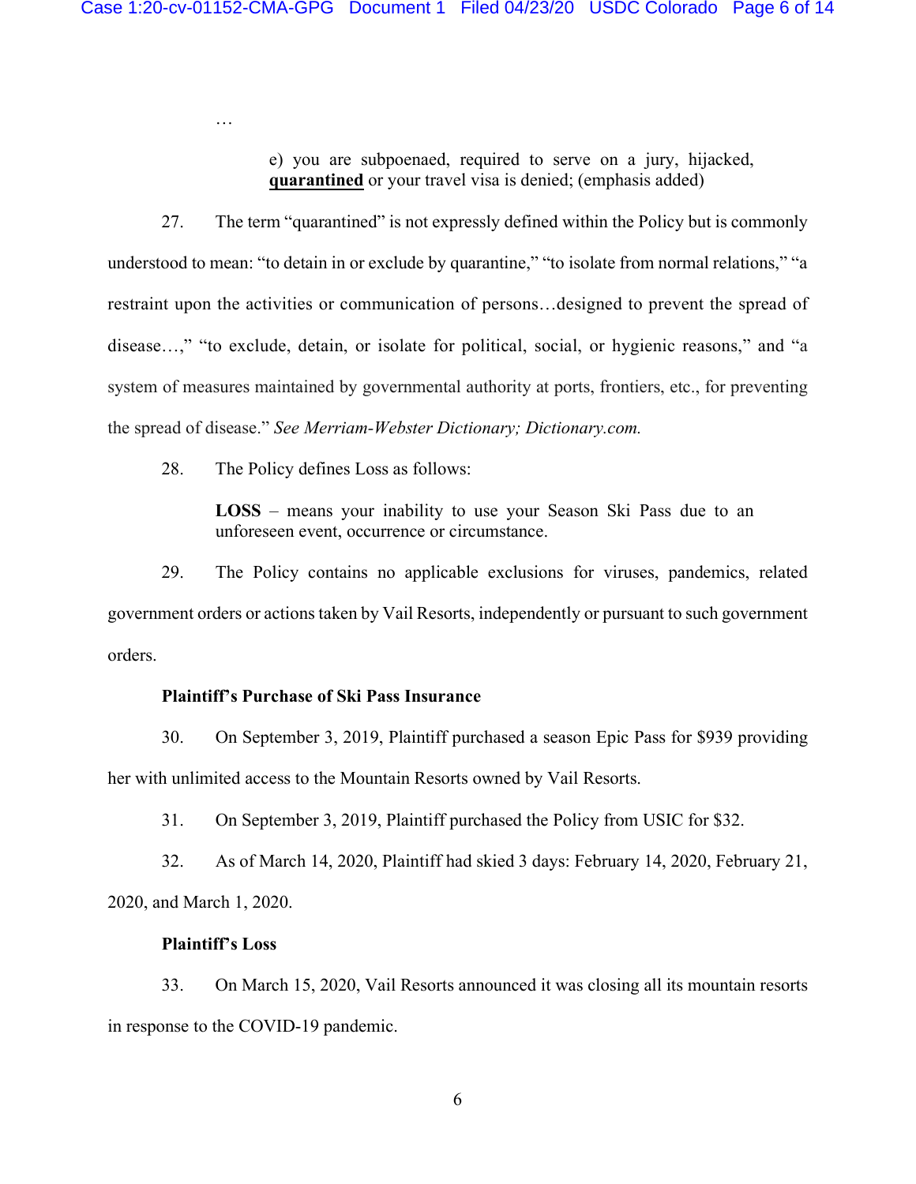…

> e) you are subpoenaed, required to serve on a jury, hijacked, **quarantined** or your travel visa is denied; (emphasis added)

27. The term "quarantined" is not expressly defined within the Policy but is commonly understood to mean: "to detain in or exclude by quarantine," "to isolate from normal relations," "a restraint upon the activities or communication of persons…designed to prevent the spread of disease…," "to exclude, detain, or isolate for political, social, or hygienic reasons," and "a system of measures maintained by governmental authority at ports, frontiers, etc., for preventing the spread of disease." *See Merriam-Webster Dictionary; Dictionary.com.*

28. The Policy defines Loss as follows:

> **LOSS** – means your inability to use your Season Ski Pass due to an unforeseen event, occurrence or circumstance.

29. The Policy contains no applicable exclusions for viruses, pandemics, related government orders or actions taken by Vail Resorts, independently or pursuant to such government orders.

**Plaintiff's Purchase of Ski Pass Insurance**

30. On September 3, 2019, Plaintiff purchased a season Epic Pass for $939 providing her with unlimited access to the Mountain Resorts owned by Vail Resorts.

31. On September 3, 2019, Plaintiff purchased the Policy from USIC for $32.

32. As of March 14, 2020, Plaintiff had skied 3 days: February 14, 2020, February 21, 2020, and March 1, 2020.

**Plaintiff's Loss**

33. On March 15, 2020, Vail Resorts announced it was closing all its mountain resorts in response to the COVID-19 pandemic.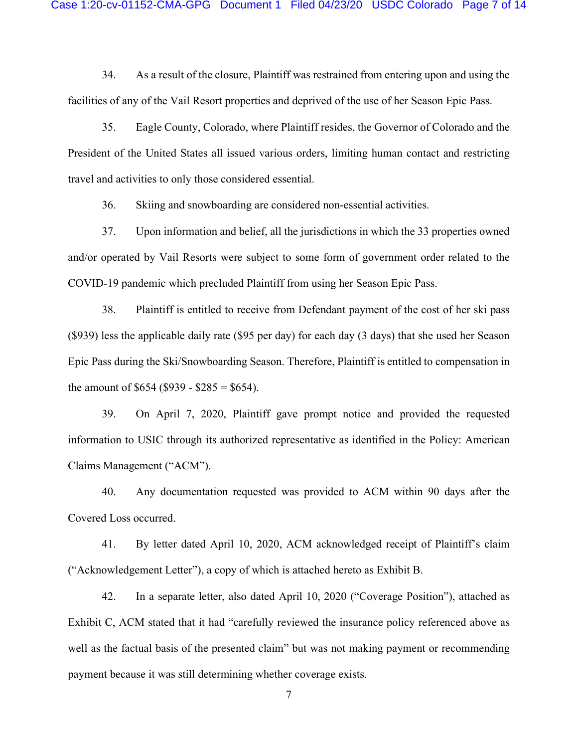34. As a result of the closure, Plaintiff was restrained from entering upon and using the facilities of any of the Vail Resort properties and deprived of the use of her Season Epic Pass.

35. Eagle County, Colorado, where Plaintiff resides, the Governor of Colorado and the President of the United States all issued various orders, limiting human contact and restricting travel and activities to only those considered essential.

36. Skiing and snowboarding are considered non-essential activities.

37. Upon information and belief, all the jurisdictions in which the 33 properties owned and/or operated by Vail Resorts were subject to some form of government order related to the COVID-19 pandemic which precluded Plaintiff from using her Season Epic Pass.

38. Plaintiff is entitled to receive from Defendant payment of the cost of her ski pass ($939) less the applicable daily rate ($95 per day) for each day (3 days) that she used her Season Epic Pass during the Ski/Snowboarding Season. Therefore, Plaintiff is entitled to compensation in the amount of $654 ($939 - $285 = $654).

39. On April 7, 2020, Plaintiff gave prompt notice and provided the requested information to USIC through its authorized representative as identified in the Policy: American Claims Management ("ACM").

40. Any documentation requested was provided to ACM within 90 days after the Covered Loss occurred.

41. By letter dated April 10, 2020, ACM acknowledged receipt of Plaintiff's claim ("Acknowledgement Letter"), a copy of which is attached hereto as Exhibit B.

42. In a separate letter, also dated April 10, 2020 ("Coverage Position"), attached as Exhibit C, ACM stated that it had "carefully reviewed the insurance policy referenced above as well as the factual basis of the presented claim" but was not making payment or recommending payment because it was still determining whether coverage exists.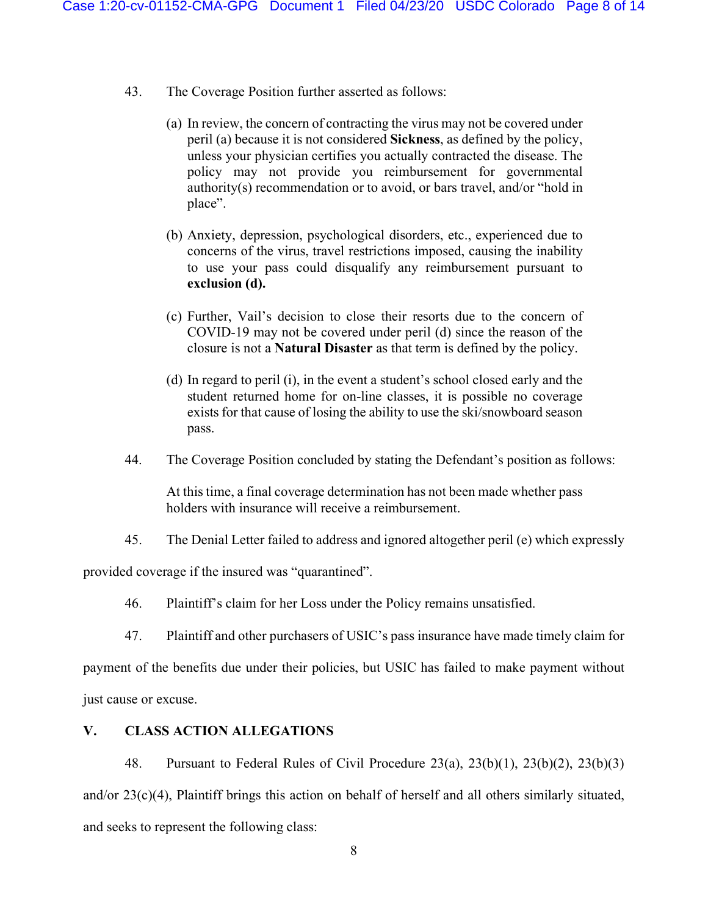43. The Coverage Position further asserted as follows:

> (a) In review, the concern of contracting the virus may not be covered under peril (a) because it is not considered **Sickness**, as defined by the policy, unless your physician certifies you actually contracted the disease. The policy may not provide you reimbursement for governmental authority(s) recommendation or to avoid, or bars travel, and/or "hold in place".
>
> (b) Anxiety, depression, psychological disorders, etc., experienced due to concerns of the virus, travel restrictions imposed, causing the inability to use your pass could disqualify any reimbursement pursuant to **exclusion (d).**
>
> (c) Further, Vail's decision to close their resorts due to the concern of COVID-19 may not be covered under peril (d) since the reason of the closure is not a **Natural Disaster** as that term is defined by the policy.
>
> (d) In regard to peril (i), in the event a student's school closed early and the student returned home for on-line classes, it is possible no coverage exists for that cause of losing the ability to use the ski/snowboard season pass.

44. The Coverage Position concluded by stating the Defendant's position as follows:

> At this time, a final coverage determination has not been made whether pass holders with insurance will receive a reimbursement.

45. The Denial Letter failed to address and ignored altogether peril (e) which expressly provided coverage if the insured was "quarantined".

46. Plaintiff's claim for her Loss under the Policy remains unsatisfied.

47. Plaintiff and other purchasers of USIC's pass insurance have made timely claim for payment of the benefits due under their policies, but USIC has failed to make payment without just cause or excuse.

## V. CLASS ACTION ALLEGATIONS

48. Pursuant to Federal Rules of Civil Procedure 23(a), 23(b)(1), 23(b)(2), 23(b)(3) and/or 23(c)(4), Plaintiff brings this action on behalf of herself and all others similarly situated, and seeks to represent the following class: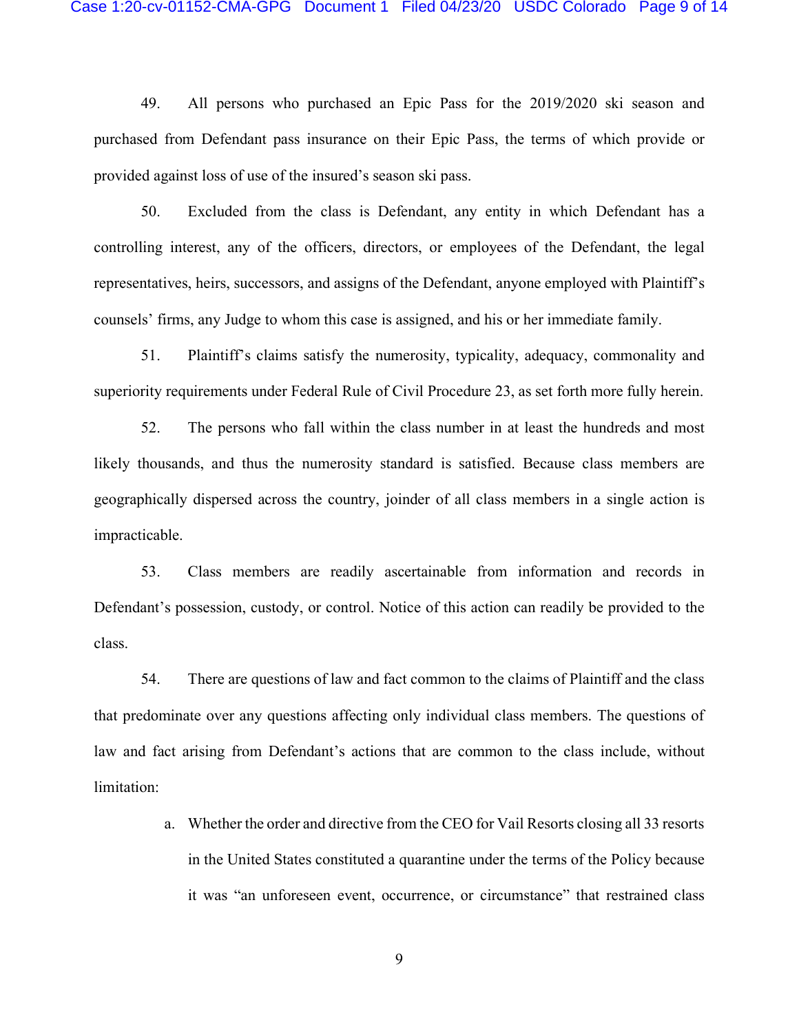49. All persons who purchased an Epic Pass for the 2019/2020 ski season and purchased from Defendant pass insurance on their Epic Pass, the terms of which provide or provided against loss of use of the insured's season ski pass.

50. Excluded from the class is Defendant, any entity in which Defendant has a controlling interest, any of the officers, directors, or employees of the Defendant, the legal representatives, heirs, successors, and assigns of the Defendant, anyone employed with Plaintiff's counsels' firms, any Judge to whom this case is assigned, and his or her immediate family.

51. Plaintiff's claims satisfy the numerosity, typicality, adequacy, commonality and superiority requirements under Federal Rule of Civil Procedure 23, as set forth more fully herein.

52. The persons who fall within the class number in at least the hundreds and most likely thousands, and thus the numerosity standard is satisfied. Because class members are geographically dispersed across the country, joinder of all class members in a single action is impracticable.

53. Class members are readily ascertainable from information and records in Defendant's possession, custody, or control. Notice of this action can readily be provided to the class.

54. There are questions of law and fact common to the claims of Plaintiff and the class that predominate over any questions affecting only individual class members. The questions of law and fact arising from Defendant's actions that are common to the class include, without limitation:

a. Whether the order and directive from the CEO for Vail Resorts closing all 33 resorts in the United States constituted a quarantine under the terms of the Policy because it was "an unforeseen event, occurrence, or circumstance" that restrained class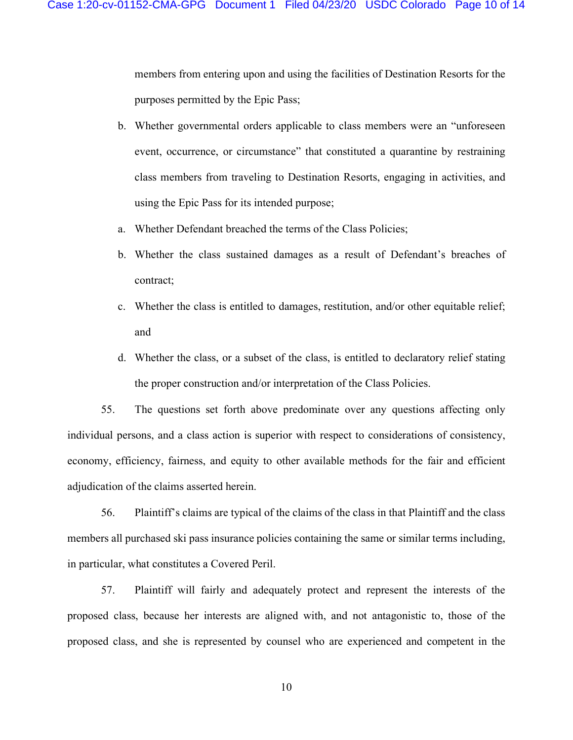members from entering upon and using the facilities of Destination Resorts for the purposes permitted by the Epic Pass;

b. Whether governmental orders applicable to class members were an "unforeseen event, occurrence, or circumstance" that constituted a quarantine by restraining class members from traveling to Destination Resorts, engaging in activities, and using the Epic Pass for its intended purpose;

a. Whether Defendant breached the terms of the Class Policies;

b. Whether the class sustained damages as a result of Defendant's breaches of contract;

c. Whether the class is entitled to damages, restitution, and/or other equitable relief; and

d. Whether the class, or a subset of the class, is entitled to declaratory relief stating the proper construction and/or interpretation of the Class Policies.

55. The questions set forth above predominate over any questions affecting only individual persons, and a class action is superior with respect to considerations of consistency, economy, efficiency, fairness, and equity to other available methods for the fair and efficient adjudication of the claims asserted herein.

56. Plaintiff's claims are typical of the claims of the class in that Plaintiff and the class members all purchased ski pass insurance policies containing the same or similar terms including, in particular, what constitutes a Covered Peril.

57. Plaintiff will fairly and adequately protect and represent the interests of the proposed class, because her interests are aligned with, and not antagonistic to, those of the proposed class, and she is represented by counsel who are experienced and competent in the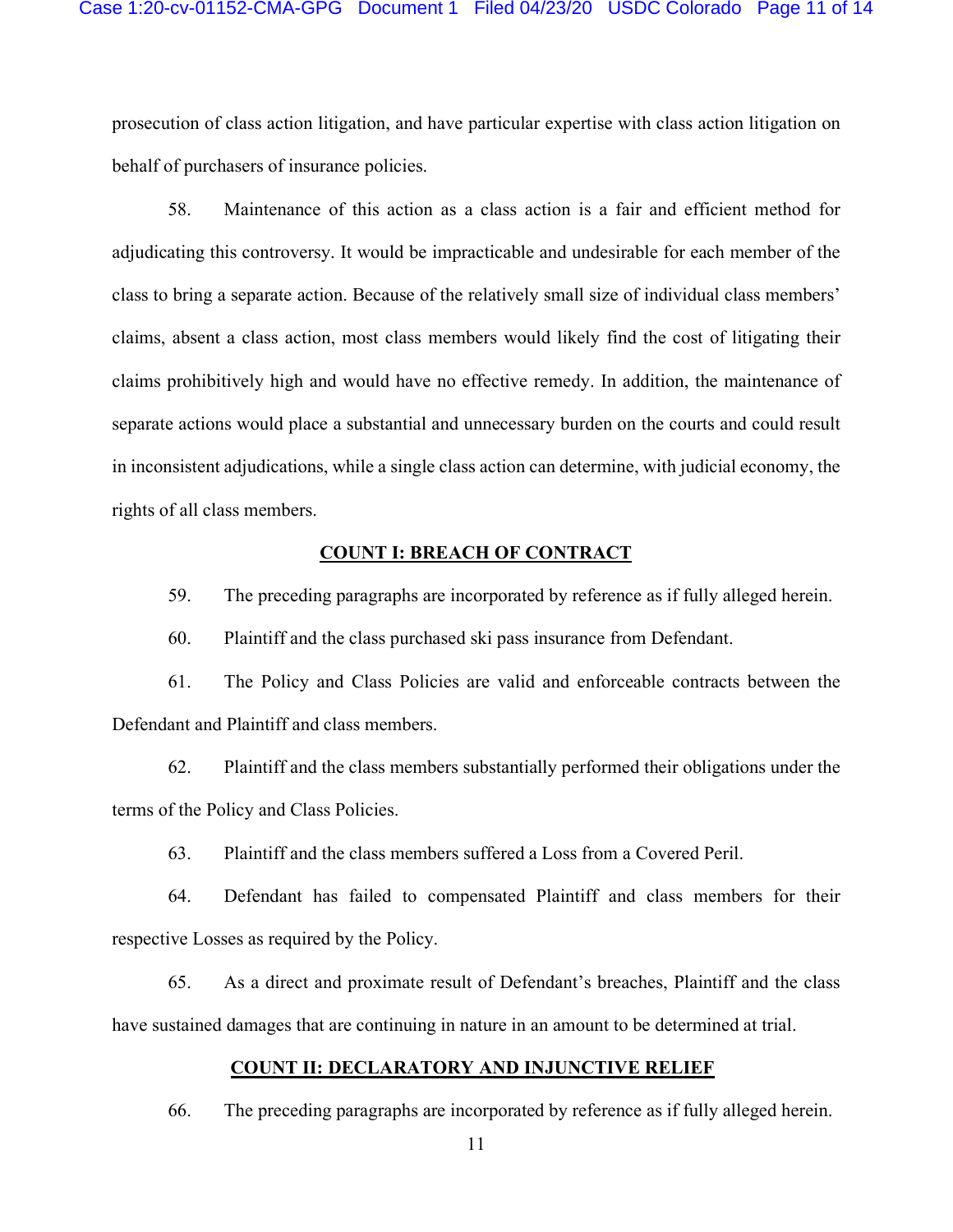prosecution of class action litigation, and have particular expertise with class action litigation on behalf of purchasers of insurance policies.

58. Maintenance of this action as a class action is a fair and efficient method for adjudicating this controversy. It would be impracticable and undesirable for each member of the class to bring a separate action. Because of the relatively small size of individual class members' claims, absent a class action, most class members would likely find the cost of litigating their claims prohibitively high and would have no effective remedy. In addition, the maintenance of separate actions would place a substantial and unnecessary burden on the courts and could result in inconsistent adjudications, while a single class action can determine, with judicial economy, the rights of all class members.

## COUNT I: BREACH OF CONTRACT

59. The preceding paragraphs are incorporated by reference as if fully alleged herein.

60. Plaintiff and the class purchased ski pass insurance from Defendant.

61. The Policy and Class Policies are valid and enforceable contracts between the Defendant and Plaintiff and class members.

62. Plaintiff and the class members substantially performed their obligations under the terms of the Policy and Class Policies.

63. Plaintiff and the class members suffered a Loss from a Covered Peril.

64. Defendant has failed to compensated Plaintiff and class members for their respective Losses as required by the Policy.

65. As a direct and proximate result of Defendant's breaches, Plaintiff and the class have sustained damages that are continuing in nature in an amount to be determined at trial.

## COUNT II: DECLARATORY AND INJUNCTIVE RELIEF

66. The preceding paragraphs are incorporated by reference as if fully alleged herein.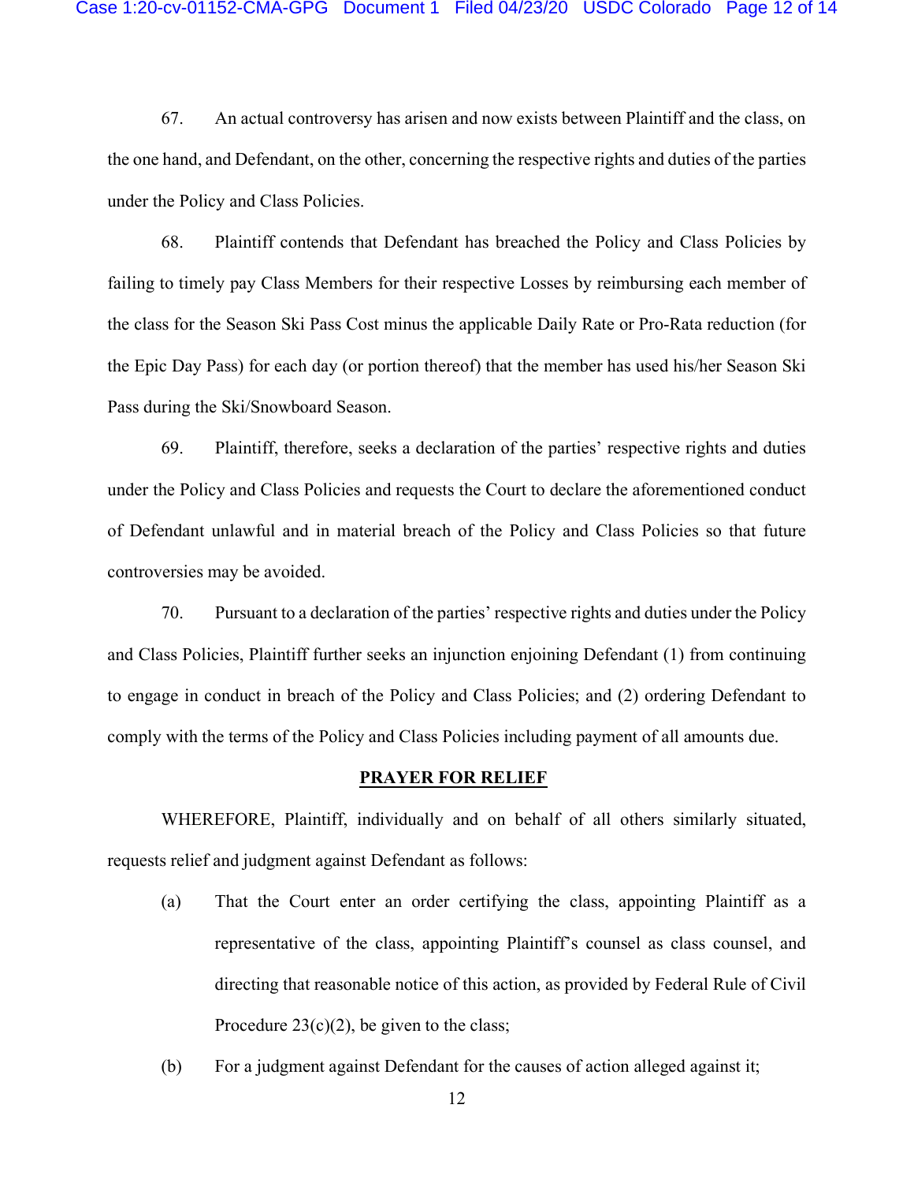67. An actual controversy has arisen and now exists between Plaintiff and the class, on the one hand, and Defendant, on the other, concerning the respective rights and duties of the parties under the Policy and Class Policies.

68. Plaintiff contends that Defendant has breached the Policy and Class Policies by failing to timely pay Class Members for their respective Losses by reimbursing each member of the class for the Season Ski Pass Cost minus the applicable Daily Rate or Pro-Rata reduction (for the Epic Day Pass) for each day (or portion thereof) that the member has used his/her Season Ski Pass during the Ski/Snowboard Season.

69. Plaintiff, therefore, seeks a declaration of the parties' respective rights and duties under the Policy and Class Policies and requests the Court to declare the aforementioned conduct of Defendant unlawful and in material breach of the Policy and Class Policies so that future controversies may be avoided.

70. Pursuant to a declaration of the parties' respective rights and duties under the Policy and Class Policies, Plaintiff further seeks an injunction enjoining Defendant (1) from continuing to engage in conduct in breach of the Policy and Class Policies; and (2) ordering Defendant to comply with the terms of the Policy and Class Policies including payment of all amounts due.

## PRAYER FOR RELIEF

WHEREFORE, Plaintiff, individually and on behalf of all others similarly situated, requests relief and judgment against Defendant as follows:

(a) That the Court enter an order certifying the class, appointing Plaintiff as a representative of the class, appointing Plaintiff's counsel as class counsel, and directing that reasonable notice of this action, as provided by Federal Rule of Civil Procedure 23(c)(2), be given to the class;

(b) For a judgment against Defendant for the causes of action alleged against it;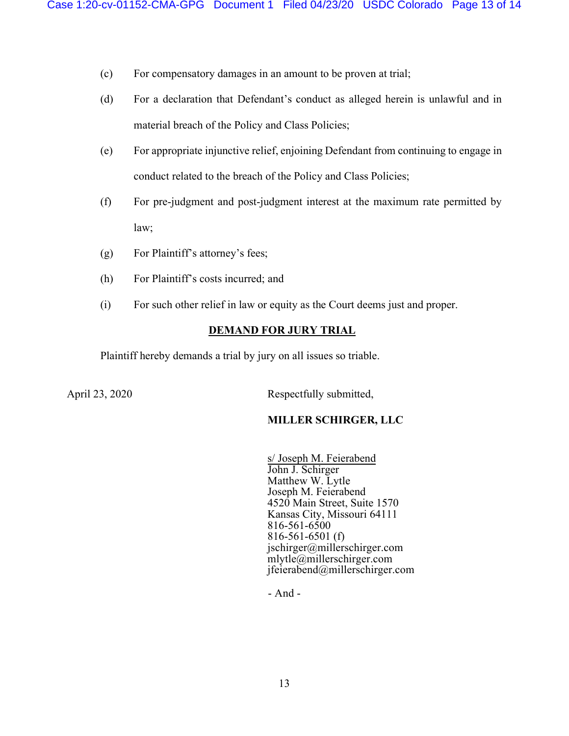(c) For compensatory damages in an amount to be proven at trial;

(d) For a declaration that Defendant's conduct as alleged herein is unlawful and in material breach of the Policy and Class Policies;

(e) For appropriate injunctive relief, enjoining Defendant from continuing to engage in conduct related to the breach of the Policy and Class Policies;

(f) For pre-judgment and post-judgment interest at the maximum rate permitted by law;

(g) For Plaintiff's attorney's fees;

(h) For Plaintiff's costs incurred; and

(i) For such other relief in law or equity as the Court deems just and proper.

**DEMAND FOR JURY TRIAL**

Plaintiff hereby demands a trial by jury on all issues so triable.

April 23, 2020

Respectfully submitted,

**MILLER SCHIRGER, LLC**

s/ Joseph M. Feierabend
John J. Schirger
Matthew W. Lytle
Joseph M. Feierabend
4520 Main Street, Suite 1570
Kansas City, Missouri 64111
816-561-6500
816-561-6501 (f)
jschirger@millerschirger.com
mlytle@millerschirger.com
jfeierabend@millerschirger.com

\- And -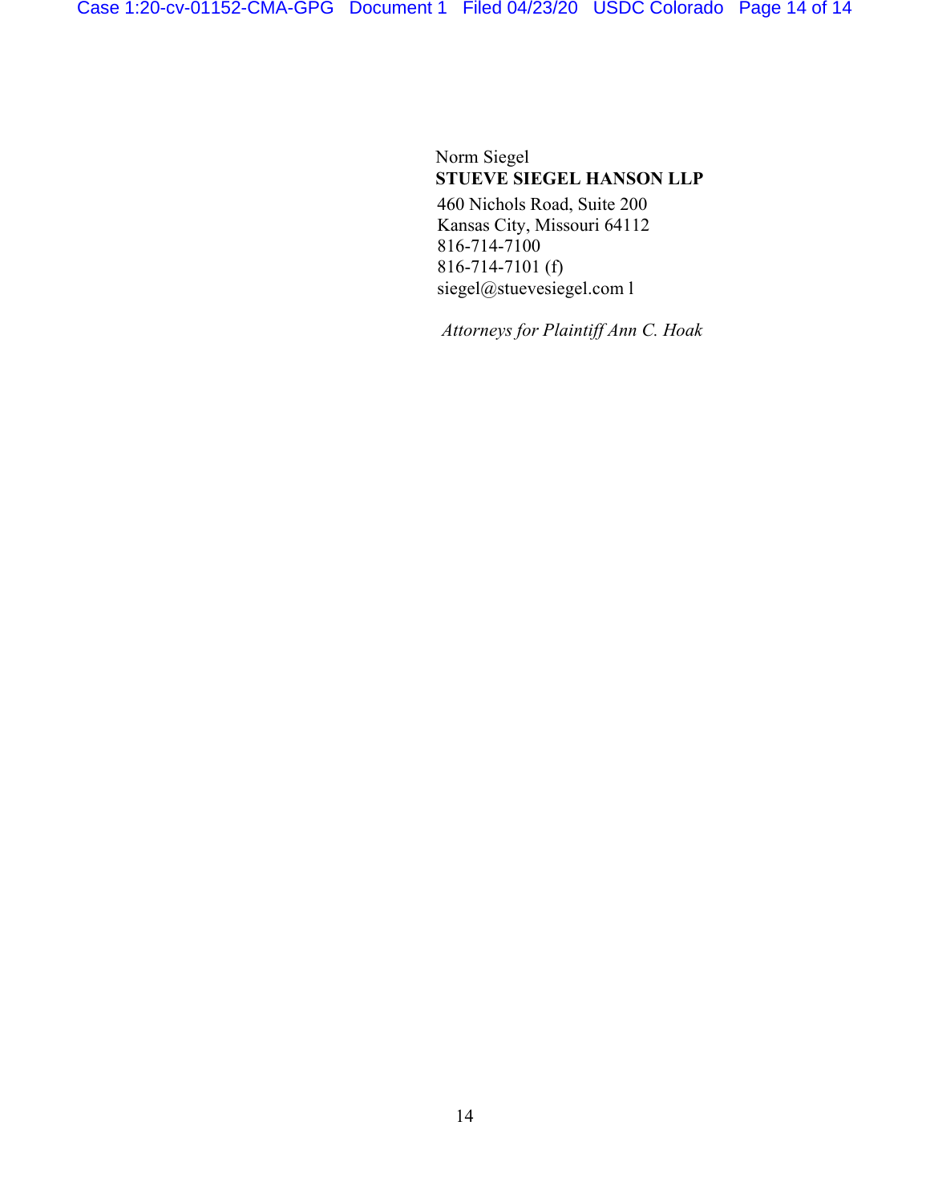Norm Siegel
**STUEVE SIEGEL HANSON LLP**
460 Nichols Road, Suite 200
Kansas City, Missouri 64112
816-714-7100
816-714-7101 (f)
siegel@stuevesiegel.com l

*Attorneys for Plaintiff Ann C. Hoak*